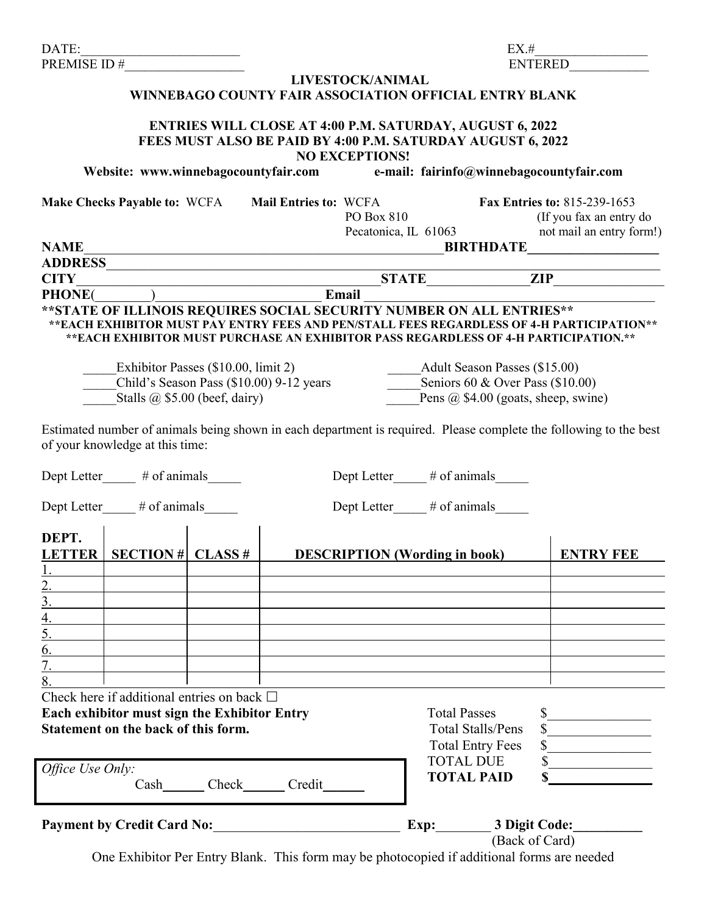DATE:________________________ EX.#_________________

PREMISE ID #__________________ ENTERED____________

**LIVESTOCK/ANIMAL**

**WINNEBAGO COUNTY FAIR ASSOCIATION OFFICIAL ENTRY BLANK**

**ENTRIES WILL CLOSE AT 4:00 P.M. SATURDAY, AUGUST 6, 2022**
**FEES MUST ALSO BE PAID BY 4:00 P.M. SATURDAY AUGUST 6, 2022**
**NO EXCEPTIONS!**

**Website: www.winnebagocountyfair.com** **e-mail: fairinfo@winnebagocountyfair.com**

**Make Checks Payable to:** WCFA **Mail Entries to:** WCFA, PO Box 810, Pecatonica, IL 61063 **Fax Entries to:** 815-239-1653 (If you fax an entry do not mail an entry form!)

**NAME**_______________________________________________________**BIRTHDATE**___________________

**ADDRESS**_____________________________________________________________________________

**CITY**___________________________________________**STATE**_______________**ZIP**________________

**PHONE(**________**)**________________________ **Email** _____________________________________________

**\*\*STATE OF ILLINOIS REQUIRES SOCIAL SECURITY NUMBER ON ALL ENTRIES\*\***

**\*\*EACH EXHIBITOR MUST PAY ENTRY FEES AND PEN/STALL FEES REGARDLESS OF 4-H PARTICIPATION\*\***

**\*\*EACH EXHIBITOR MUST PURCHASE AN EXHIBITOR PASS REGARDLESS OF 4-H PARTICIPATION.\*\***

_____Exhibitor Passes ($10.00, limit 2) _____Adult Season Passes ($15.00)

_____Child's Season Pass ($10.00) 9-12 years _____Seniors 60 & Over Pass ($10.00)

_____Stalls @ $5.00 (beef, dairy) _____Pens @ $4.00 (goats, sheep, swine)

Estimated number of animals being shown in each department is required. Please complete the following to the best of your knowledge at this time:

Dept Letter_____ # of animals_____ Dept Letter_____ # of animals_____

Dept Letter_____ # of animals_____ Dept Letter_____ # of animals_____

| DEPT. LETTER | SECTION # | CLASS # | DESCRIPTION (Wording in book) | ENTRY FEE |
|---|---|---|---|---|
| 1. | | | | |
| 2. | | | | |
| 3. | | | | |
| 4. | | | | |
| 5. | | | | |
| 6. | | | | |
| 7. | | | | |
| 8. | | | | |

Check here if additional entries on back ☐

**Each exhibitor must sign the Exhibitor Entry Statement on the back of this form.**

| | |
|---|---|
| Total Passes | $_______________ |
| Total Stalls/Pens | $_______________ |
| Total Entry Fees | $_______________ |
| TOTAL DUE | $_______________ |
| **TOTAL PAID** | **$_______________** |

*Office Use Only:*
Cash______ Check______ Credit______

**Payment by Credit Card No:**____________________________ **Exp:**________ **3 Digit Code:**__________ (Back of Card)

One Exhibitor Per Entry Blank. This form may be photocopied if additional forms are needed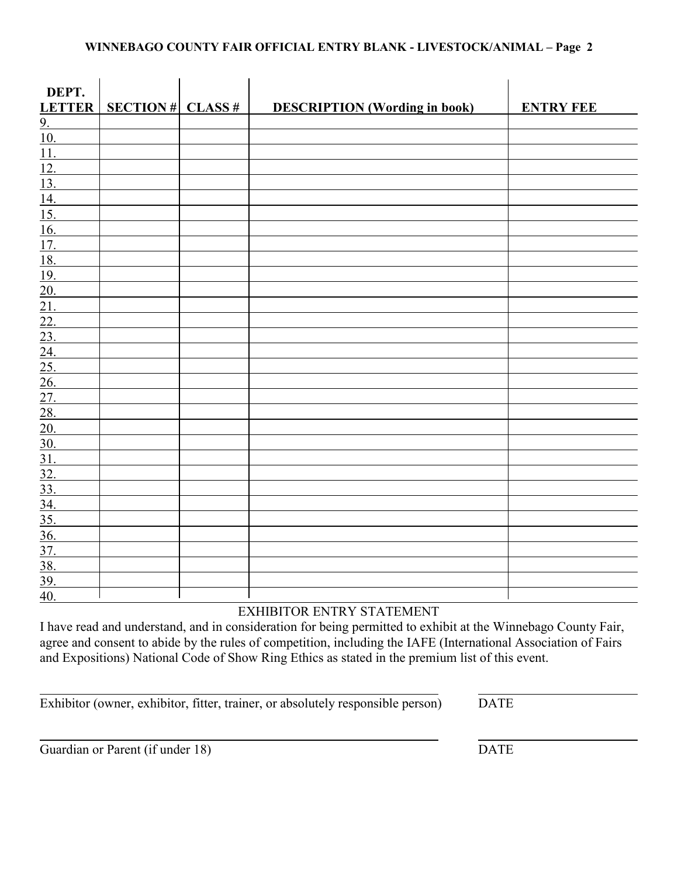**WINNEBAGO COUNTY FAIR OFFICIAL ENTRY BLANK - LIVESTOCK/ANIMAL – Page 2**

| DEPT. LETTER | SECTION # | CLASS # | DESCRIPTION (Wording in book) | ENTRY FEE |
|---|---|---|---|---|
| 9. | | | | |
| 10. | | | | |
| 11. | | | | |
| 12. | | | | |
| 13. | | | | |
| 14. | | | | |
| 15. | | | | |
| 16. | | | | |
| 17. | | | | |
| 18. | | | | |
| 19. | | | | |
| 20. | | | | |
| 21. | | | | |
| 22. | | | | |
| 23. | | | | |
| 24. | | | | |
| 25. | | | | |
| 26. | | | | |
| 27. | | | | |
| 28. | | | | |
| 20. | | | | |
| 30. | | | | |
| 31. | | | | |
| 32. | | | | |
| 33. | | | | |
| 34. | | | | |
| 35. | | | | |
| 36. | | | | |
| 37. | | | | |
| 38. | | | | |
| 39. | | | | |
| 40. | | | | |

EXHIBITOR ENTRY STATEMENT

I have read and understand, and in consideration for being permitted to exhibit at the Winnebago County Fair, agree and consent to abide by the rules of competition, including the IAFE (International Association of Fairs and Expositions) National Code of Show Ring Ethics as stated in the premium list of this event.

______________________________________________ ______________

Exhibitor (owner, exhibitor, fitter, trainer, or absolutely responsible person) DATE

______________________________________________ ______________

Guardian or Parent (if under 18) DATE